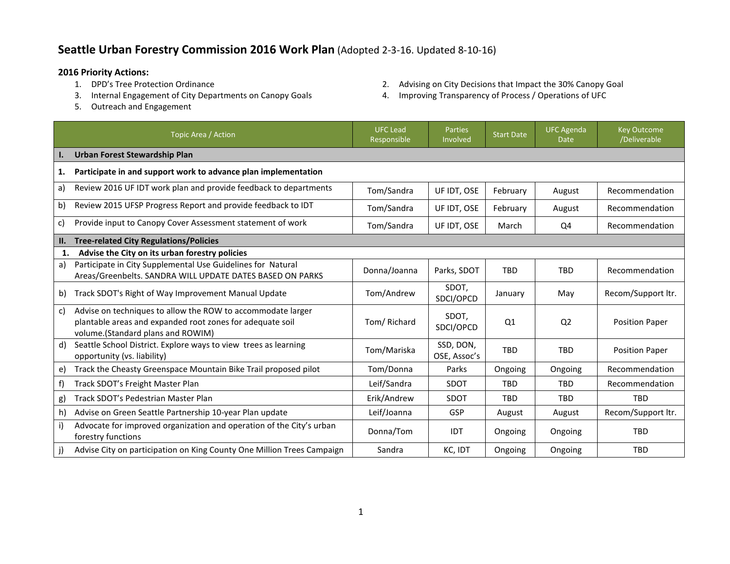# Seattle Urban Forestry Commission 2016 Work Plan (Adopted 2-3-16. Updated 8-10-16)

**2016 Priority Actions:**

1. DPD's Tree Protection Ordinance
2. Advising on City Decisions that Impact the 30% Canopy Goal
3. Internal Engagement of City Departments on Canopy Goals
4. Improving Transparency of Process / Operations of UFC
5. Outreach and Engagement

| Topic Area / Action | UFC Lead Responsible | Parties Involved | Start Date | UFC Agenda Date | Key Outcome /Deliverable |
|---|---|---|---|---|---|
| **I. Urban Forest Stewardship Plan** | | | | | |
| **1. Participate in and support work to advance plan implementation** | | | | | |
| a) Review 2016 UF IDT work plan and provide feedback to departments | Tom/Sandra | UF IDT, OSE | February | August | Recommendation |
| b) Review 2015 UFSP Progress Report and provide feedback to IDT | Tom/Sandra | UF IDT, OSE | February | August | Recommendation |
| c) Provide input to Canopy Cover Assessment statement of work | Tom/Sandra | UF IDT, OSE | March | Q4 | Recommendation |
| **II. Tree-related City Regulations/Policies** | | | | | |
| **1. Advise the City on its urban forestry policies** | | | | | |
| a) Participate in City Supplemental Use Guidelines for Natural Areas/Greenbelts. SANDRA WILL UPDATE DATES BASED ON PARKS | Donna/Joanna | Parks, SDOT | TBD | TBD | Recommendation |
| b) Track SDOT's Right of Way Improvement Manual Update | Tom/Andrew | SDOT, SDCI/OPCD | January | May | Recom/Support ltr. |
| c) Advise on techniques to allow the ROW to accommodate larger plantable areas and expanded root zones for adequate soil volume.(Standard plans and ROWIM) | Tom/ Richard | SDOT, SDCI/OPCD | Q1 | Q2 | Position Paper |
| d) Seattle School District. Explore ways to view trees as learning opportunity (vs. liability) | Tom/Mariska | SSD, DON, OSE, Assoc's | TBD | TBD | Position Paper |
| e) Track the Cheasty Greenspace Mountain Bike Trail proposed pilot | Tom/Donna | Parks | Ongoing | Ongoing | Recommendation |
| f) Track SDOT's Freight Master Plan | Leif/Sandra | SDOT | TBD | TBD | Recommendation |
| g) Track SDOT's Pedestrian Master Plan | Erik/Andrew | SDOT | TBD | TBD | TBD |
| h) Advise on Green Seattle Partnership 10-year Plan update | Leif/Joanna | GSP | August | August | Recom/Support ltr. |
| i) Advocate for improved organization and operation of the City's urban forestry functions | Donna/Tom | IDT | Ongoing | Ongoing | TBD |
| j) Advise City on participation on King County One Million Trees Campaign | Sandra | KC, IDT | Ongoing | Ongoing | TBD |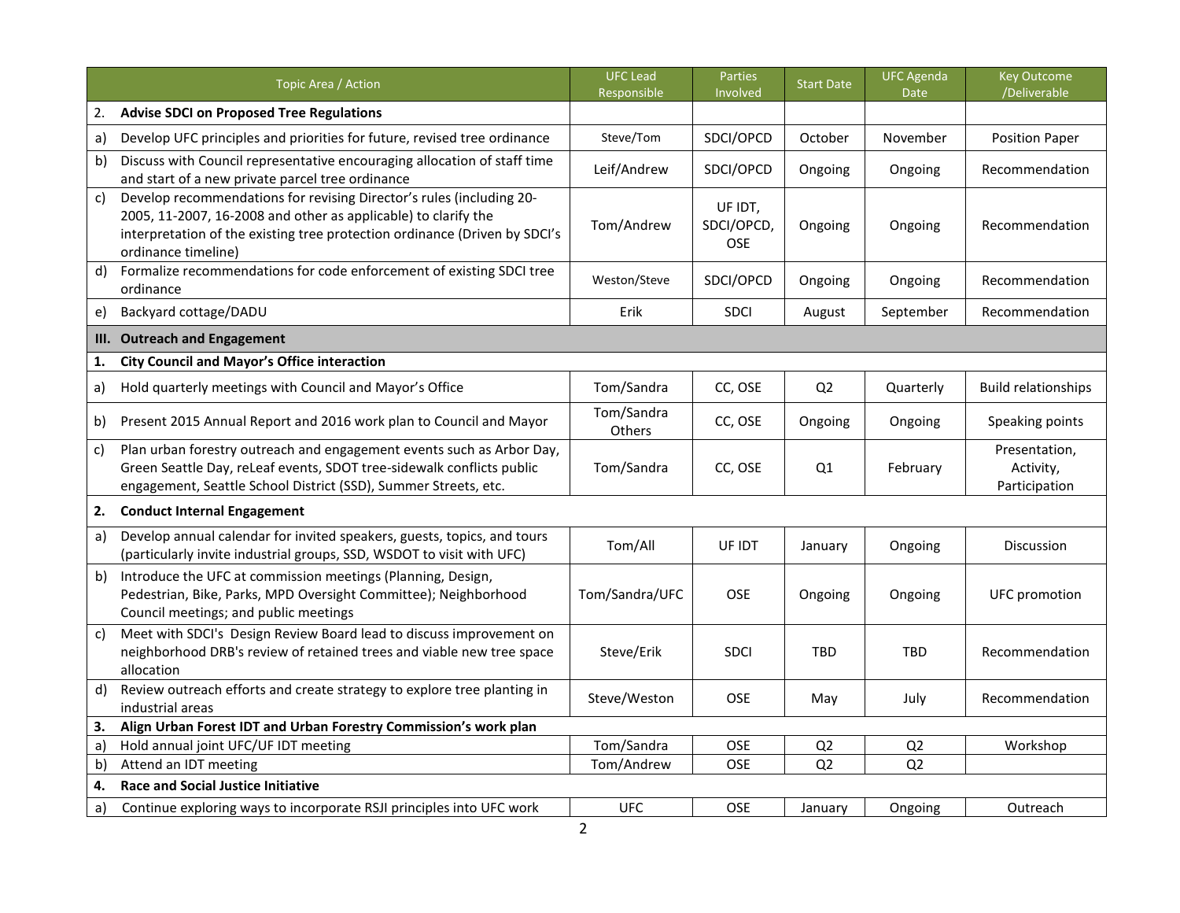| | Topic Area / Action | UFC Lead Responsible | Parties Involved | Start Date | UFC Agenda Date | Key Outcome /Deliverable |
|---|---|---|---|---|---|---|
| 2. | **Advise SDCI on Proposed Tree Regulations** | | | | | |
| a) | Develop UFC principles and priorities for future, revised tree ordinance | Steve/Tom | SDCI/OPCD | October | November | Position Paper |
| b) | Discuss with Council representative encouraging allocation of staff time and start of a new private parcel tree ordinance | Leif/Andrew | SDCI/OPCD | Ongoing | Ongoing | Recommendation |
| c) | Develop recommendations for revising Director's rules (including 20-2005, 11-2007, 16-2008 and other as applicable) to clarify the interpretation of the existing tree protection ordinance (Driven by SDCI's ordinance timeline) | Tom/Andrew | UF IDT, SDCI/OPCD, OSE | Ongoing | Ongoing | Recommendation |
| d) | Formalize recommendations for code enforcement of existing SDCI tree ordinance | Weston/Steve | SDCI/OPCD | Ongoing | Ongoing | Recommendation |
| e) | Backyard cottage/DADU | Erik | SDCI | August | September | Recommendation |
| **III.** | **Outreach and Engagement** | | | | | |
| **1.** | **City Council and Mayor's Office interaction** | | | | | |
| a) | Hold quarterly meetings with Council and Mayor's Office | Tom/Sandra | CC, OSE | Q2 | Quarterly | Build relationships |
| b) | Present 2015 Annual Report and 2016 work plan to Council and Mayor | Tom/Sandra Others | CC, OSE | Ongoing | Ongoing | Speaking points |
| c) | Plan urban forestry outreach and engagement events such as Arbor Day, Green Seattle Day, reLeaf events, SDOT tree-sidewalk conflicts public engagement, Seattle School District (SSD), Summer Streets, etc. | Tom/Sandra | CC, OSE | Q1 | February | Presentation, Activity, Participation |
| **2.** | **Conduct Internal Engagement** | | | | | |
| a) | Develop annual calendar for invited speakers, guests, topics, and tours (particularly invite industrial groups, SSD, WSDOT to visit with UFC) | Tom/All | UF IDT | January | Ongoing | Discussion |
| b) | Introduce the UFC at commission meetings (Planning, Design, Pedestrian, Bike, Parks, MPD Oversight Committee); Neighborhood Council meetings; and public meetings | Tom/Sandra/UFC | OSE | Ongoing | Ongoing | UFC promotion |
| c) | Meet with SDCI's Design Review Board lead to discuss improvement on neighborhood DRB's review of retained trees and viable new tree space allocation | Steve/Erik | SDCI | TBD | TBD | Recommendation |
| d) | Review outreach efforts and create strategy to explore tree planting in industrial areas | Steve/Weston | OSE | May | July | Recommendation |
| **3.** | **Align Urban Forest IDT and Urban Forestry Commission's work plan** | | | | | |
| a) | Hold annual joint UFC/UF IDT meeting | Tom/Sandra | OSE | Q2 | Q2 | Workshop |
| b) | Attend an IDT meeting | Tom/Andrew | OSE | Q2 | Q2 | |
| **4.** | **Race and Social Justice Initiative** | | | | | |
| a) | Continue exploring ways to incorporate RSJI principles into UFC work | UFC | OSE | January | Ongoing | Outreach |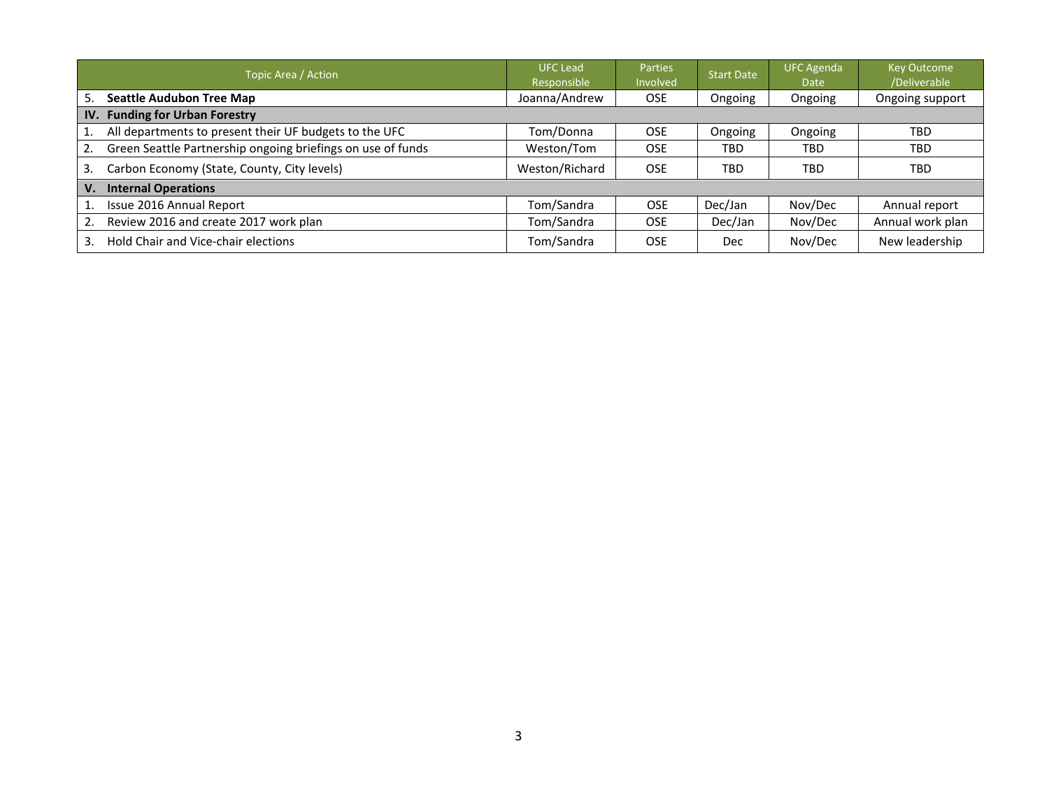| Topic Area / Action | UFC Lead Responsible | Parties Involved | Start Date | UFC Agenda Date | Key Outcome /Deliverable |
|---|---|---|---|---|---|
| 5. **Seattle Audubon Tree Map** | Joanna/Andrew | OSE | Ongoing | Ongoing | Ongoing support |
| **IV. Funding for Urban Forestry** | | | | | |
| 1. All departments to present their UF budgets to the UFC | Tom/Donna | OSE | Ongoing | Ongoing | TBD |
| 2. Green Seattle Partnership ongoing briefings on use of funds | Weston/Tom | OSE | TBD | TBD | TBD |
| 3. Carbon Economy (State, County, City levels) | Weston/Richard | OSE | TBD | TBD | TBD |
| **V. Internal Operations** | | | | | |
| 1. Issue 2016 Annual Report | Tom/Sandra | OSE | Dec/Jan | Nov/Dec | Annual report |
| 2. Review 2016 and create 2017 work plan | Tom/Sandra | OSE | Dec/Jan | Nov/Dec | Annual work plan |
| 3. Hold Chair and Vice-chair elections | Tom/Sandra | OSE | Dec | Nov/Dec | New leadership |